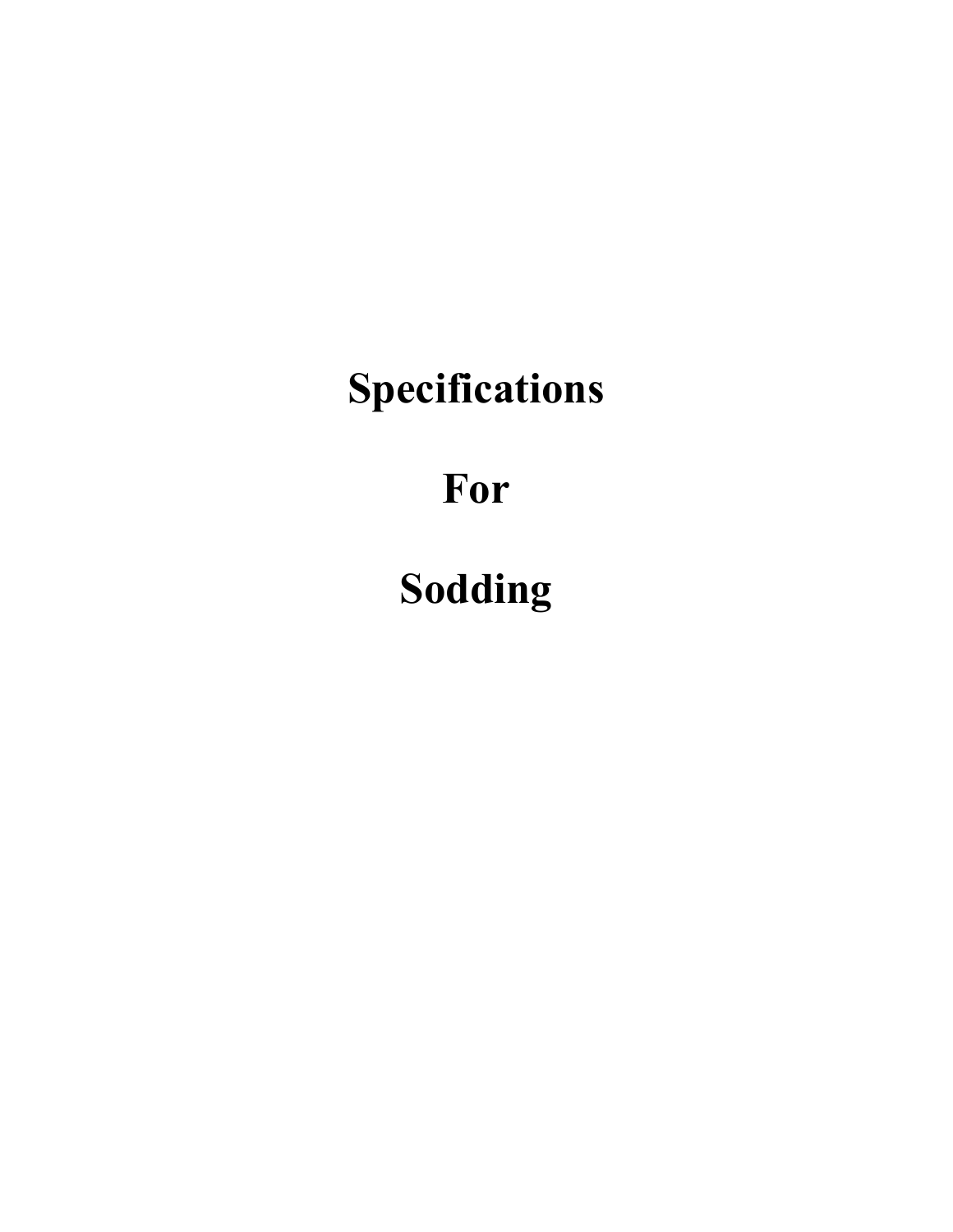# Specifications

# For

# Sodding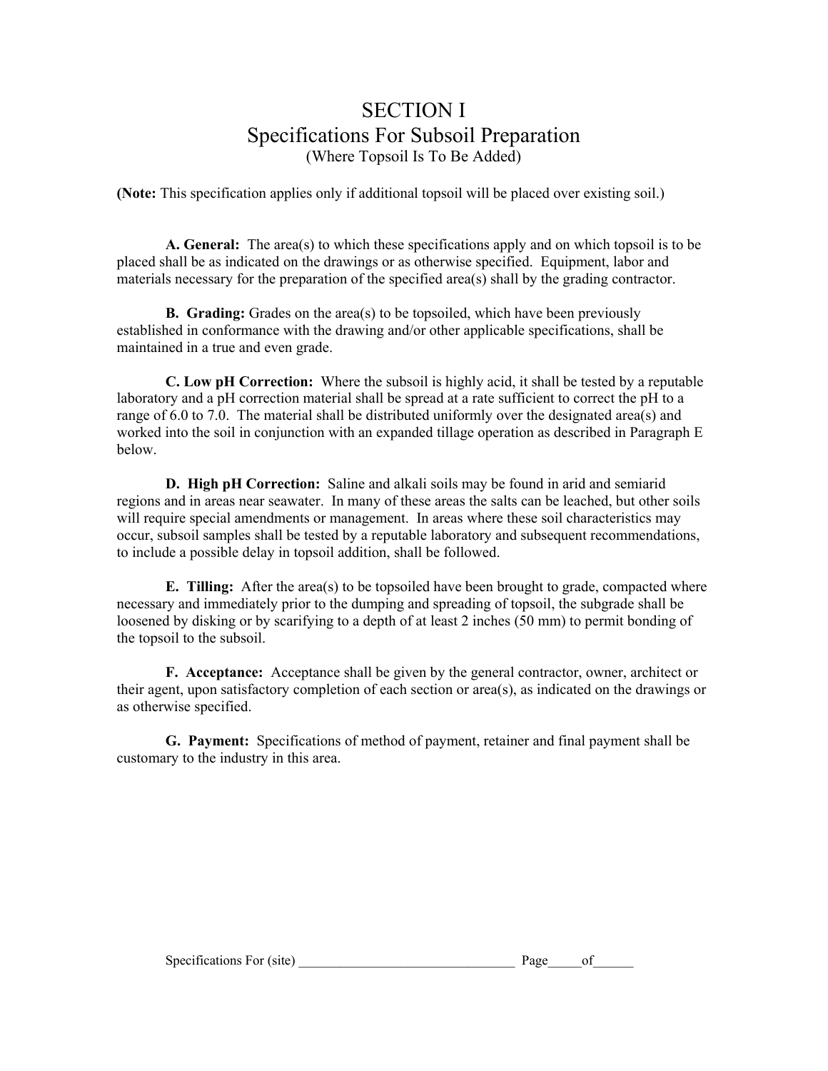# SECTION I
## Specifications For Subsoil Preparation
### (Where Topsoil Is To Be Added)

**(Note:** This specification applies only if additional topsoil will be placed over existing soil.)

**A. General:** The area(s) to which these specifications apply and on which topsoil is to be placed shall be as indicated on the drawings or as otherwise specified. Equipment, labor and materials necessary for the preparation of the specified area(s) shall by the grading contractor.

**B. Grading:** Grades on the area(s) to be topsoiled, which have been previously established in conformance with the drawing and/or other applicable specifications, shall be maintained in a true and even grade.

**C. Low pH Correction:** Where the subsoil is highly acid, it shall be tested by a reputable laboratory and a pH correction material shall be spread at a rate sufficient to correct the pH to a range of 6.0 to 7.0. The material shall be distributed uniformly over the designated area(s) and worked into the soil in conjunction with an expanded tillage operation as described in Paragraph E below.

**D. High pH Correction:** Saline and alkali soils may be found in arid and semiarid regions and in areas near seawater. In many of these areas the salts can be leached, but other soils will require special amendments or management. In areas where these soil characteristics may occur, subsoil samples shall be tested by a reputable laboratory and subsequent recommendations, to include a possible delay in topsoil addition, shall be followed.

**E. Tilling:** After the area(s) to be topsoiled have been brought to grade, compacted where necessary and immediately prior to the dumping and spreading of topsoil, the subgrade shall be loosened by disking or by scarifying to a depth of at least 2 inches (50 mm) to permit bonding of the topsoil to the subsoil.

**F. Acceptance:** Acceptance shall be given by the general contractor, owner, architect or their agent, upon satisfactory completion of each section or area(s), as indicated on the drawings or as otherwise specified.

**G. Payment:** Specifications of method of payment, retainer and final payment shall be customary to the industry in this area.

Specifications For (site) ________________________________ Page_____of______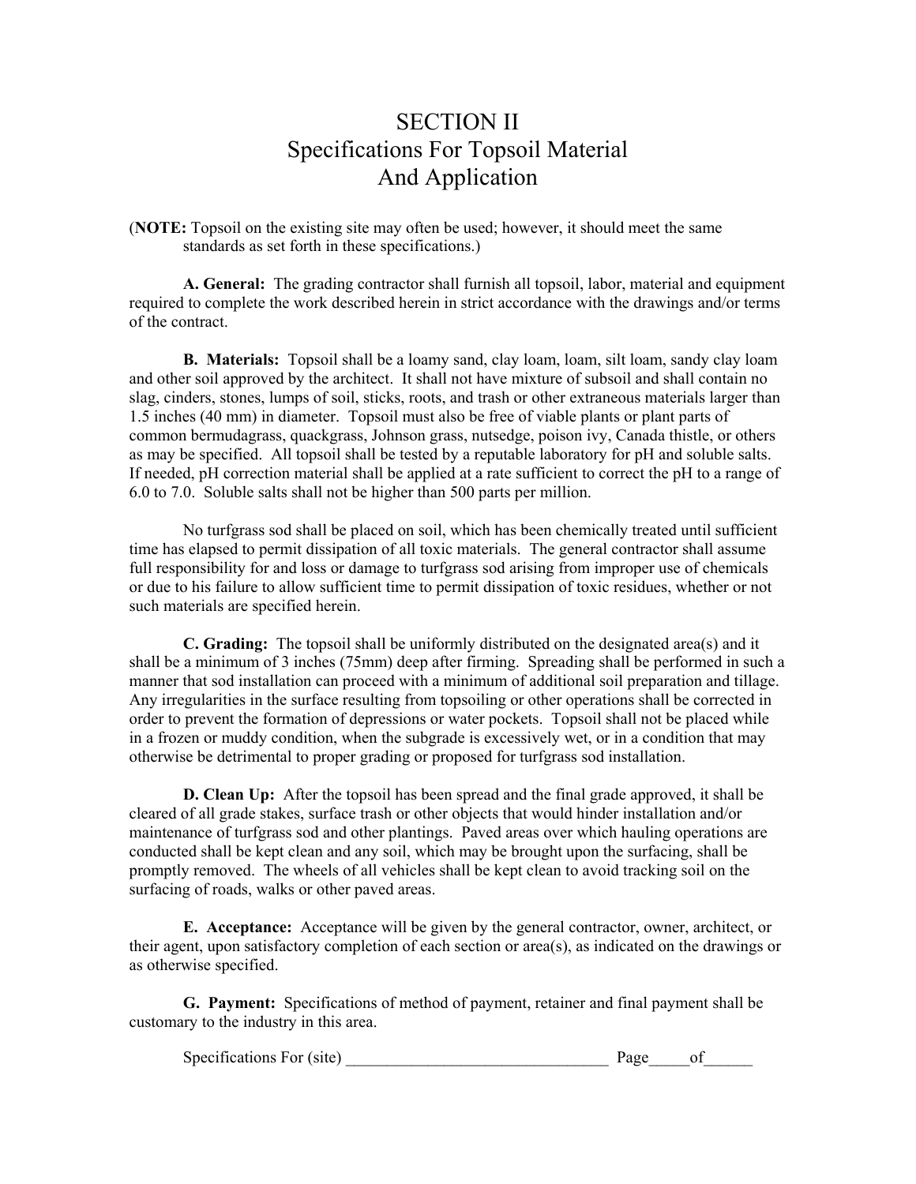# SECTION II
## Specifications For Topsoil Material And Application

(**NOTE:** Topsoil on the existing site may often be used; however, it should meet the same standards as set forth in these specifications.)

**A. General:** The grading contractor shall furnish all topsoil, labor, material and equipment required to complete the work described herein in strict accordance with the drawings and/or terms of the contract.

**B. Materials:** Topsoil shall be a loamy sand, clay loam, loam, silt loam, sandy clay loam and other soil approved by the architect. It shall not have mixture of subsoil and shall contain no slag, cinders, stones, lumps of soil, sticks, roots, and trash or other extraneous materials larger than 1.5 inches (40 mm) in diameter. Topsoil must also be free of viable plants or plant parts of common bermudagrass, quackgrass, Johnson grass, nutsedge, poison ivy, Canada thistle, or others as may be specified. All topsoil shall be tested by a reputable laboratory for pH and soluble salts. If needed, pH correction material shall be applied at a rate sufficient to correct the pH to a range of 6.0 to 7.0. Soluble salts shall not be higher than 500 parts per million.

No turfgrass sod shall be placed on soil, which has been chemically treated until sufficient time has elapsed to permit dissipation of all toxic materials. The general contractor shall assume full responsibility for and loss or damage to turfgrass sod arising from improper use of chemicals or due to his failure to allow sufficient time to permit dissipation of toxic residues, whether or not such materials are specified herein.

**C. Grading:** The topsoil shall be uniformly distributed on the designated area(s) and it shall be a minimum of 3 inches (75mm) deep after firming. Spreading shall be performed in such a manner that sod installation can proceed with a minimum of additional soil preparation and tillage. Any irregularities in the surface resulting from topsoiling or other operations shall be corrected in order to prevent the formation of depressions or water pockets. Topsoil shall not be placed while in a frozen or muddy condition, when the subgrade is excessively wet, or in a condition that may otherwise be detrimental to proper grading or proposed for turfgrass sod installation.

**D. Clean Up:** After the topsoil has been spread and the final grade approved, it shall be cleared of all grade stakes, surface trash or other objects that would hinder installation and/or maintenance of turfgrass sod and other plantings. Paved areas over which hauling operations are conducted shall be kept clean and any soil, which may be brought upon the surfacing, shall be promptly removed. The wheels of all vehicles shall be kept clean to avoid tracking soil on the surfacing of roads, walks or other paved areas.

**E. Acceptance:** Acceptance will be given by the general contractor, owner, architect, or their agent, upon satisfactory completion of each section or area(s), as indicated on the drawings or as otherwise specified.

**G. Payment:** Specifications of method of payment, retainer and final payment shall be customary to the industry in this area.

Specifications For (site) ________________________________ Page_____of______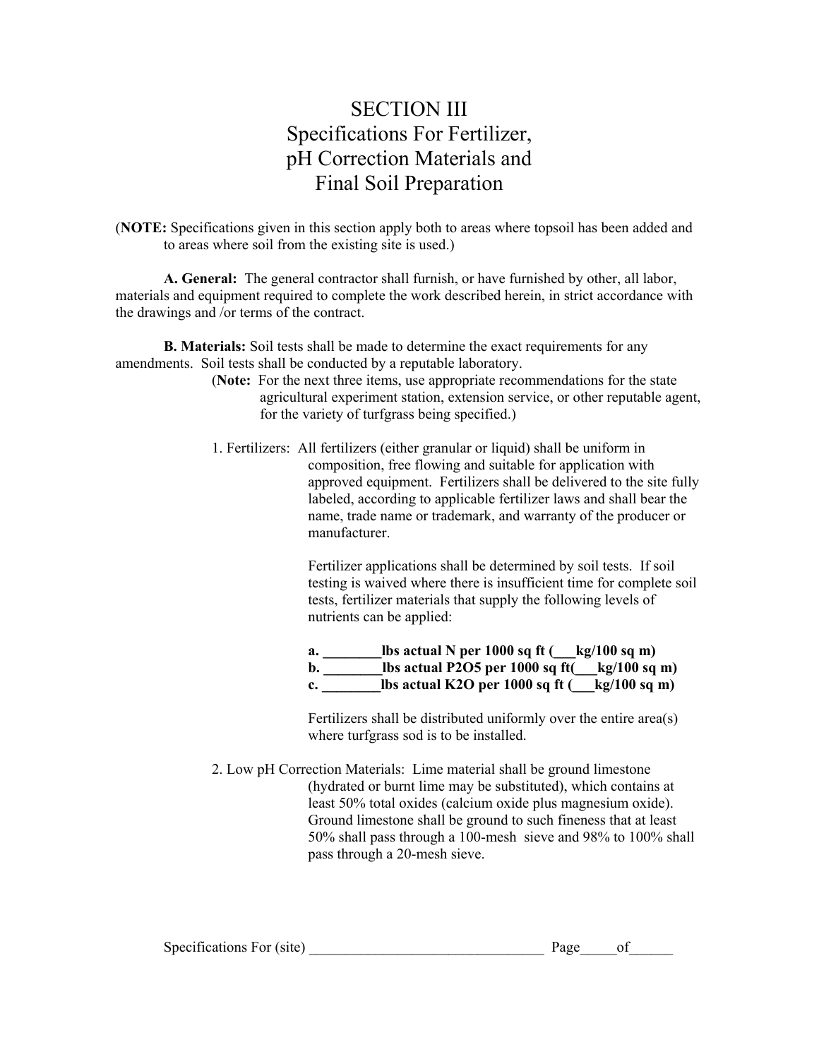# SECTION III
# Specifications For Fertilizer, pH Correction Materials and Final Soil Preparation

(**NOTE:** Specifications given in this section apply both to areas where topsoil has been added and to areas where soil from the existing site is used.)

**A. General:** The general contractor shall furnish, or have furnished by other, all labor, materials and equipment required to complete the work described herein, in strict accordance with the drawings and /or terms of the contract.

**B. Materials:** Soil tests shall be made to determine the exact requirements for any amendments. Soil tests shall be conducted by a reputable laboratory.

(**Note:** For the next three items, use appropriate recommendations for the state agricultural experiment station, extension service, or other reputable agent, for the variety of turfgrass being specified.)

1. Fertilizers: All fertilizers (either granular or liquid) shall be uniform in composition, free flowing and suitable for application with approved equipment. Fertilizers shall be delivered to the site fully labeled, according to applicable fertilizer laws and shall bear the name, trade name or trademark, and warranty of the producer or manufacturer.

   Fertilizer applications shall be determined by soil tests. If soil testing is waived where there is insufficient time for complete soil tests, fertilizer materials that supply the following levels of nutrients can be applied:

   **a. ________lbs actual N per 1000 sq ft (___kg/100 sq m)**
   **b. ________lbs actual $P_2O_5$ per 1000 sq ft(___kg/100 sq m)**
   **c. ________lbs actual $K_2O$ per 1000 sq ft (___kg/100 sq m)**

   Fertilizers shall be distributed uniformly over the entire area(s) where turfgrass sod is to be installed.

2. Low pH Correction Materials: Lime material shall be ground limestone (hydrated or burnt lime may be substituted), which contains at least 50% total oxides (calcium oxide plus magnesium oxide). Ground limestone shall be ground to such fineness that at least 50% shall pass through a 100-mesh sieve and 98% to 100% shall pass through a 20-mesh sieve.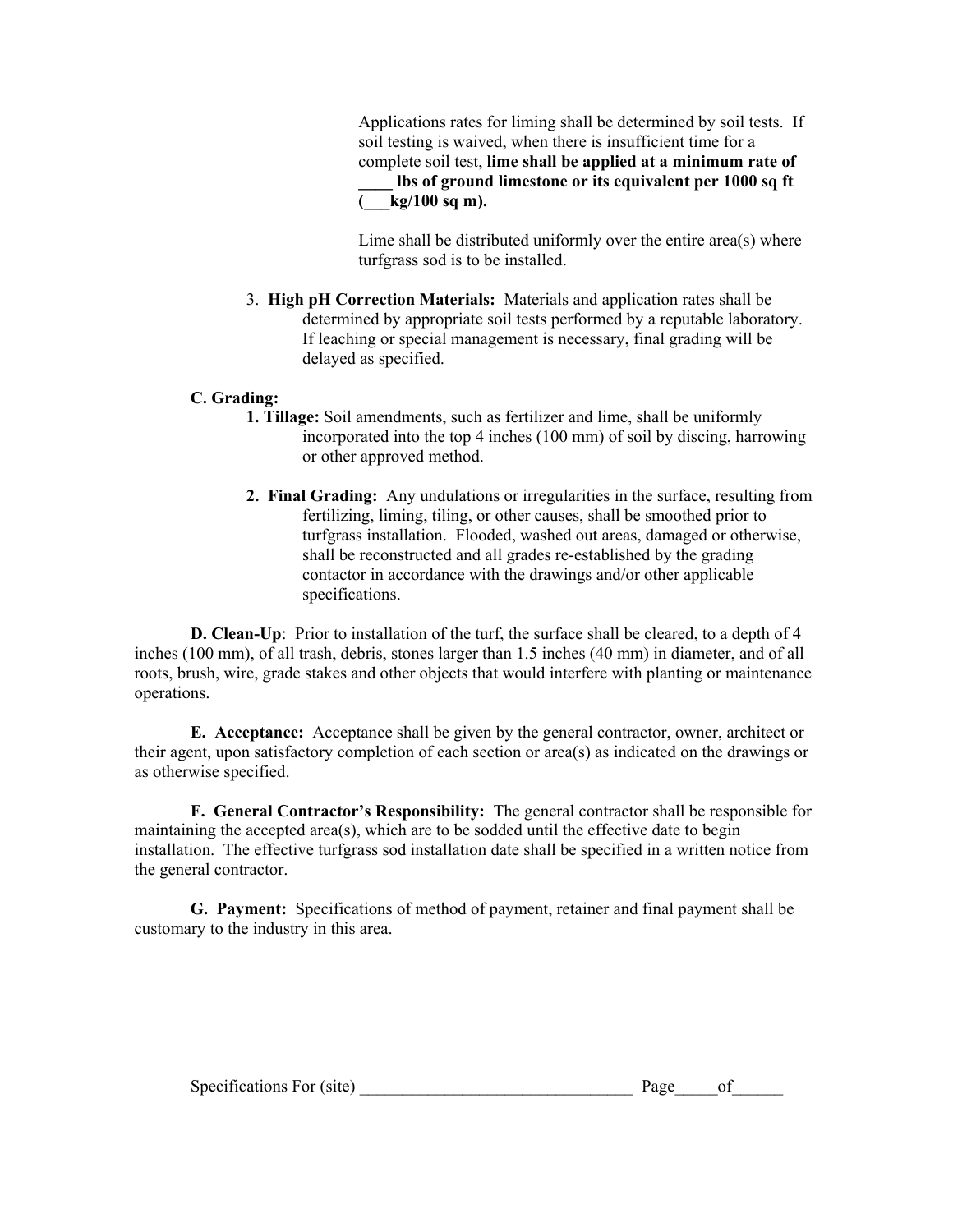Applications rates for liming shall be determined by soil tests. If soil testing is waived, when there is insufficient time for a complete soil test, **lime shall be applied at a minimum rate of ____ lbs of ground limestone or its equivalent per 1000 sq ft (___kg/100 sq m).**

Lime shall be distributed uniformly over the entire area(s) where turfgrass sod is to be installed.

3. **High pH Correction Materials:** Materials and application rates shall be determined by appropriate soil tests performed by a reputable laboratory. If leaching or special management is necessary, final grading will be delayed as specified.

**C. Grading:**

1. **Tillage:** Soil amendments, such as fertilizer and lime, shall be uniformly incorporated into the top 4 inches (100 mm) of soil by discing, harrowing or other approved method.

2. **Final Grading:** Any undulations or irregularities in the surface, resulting from fertilizing, liming, tiling, or other causes, shall be smoothed prior to turfgrass installation. Flooded, washed out areas, damaged or otherwise, shall be reconstructed and all grades re-established by the grading contactor in accordance with the drawings and/or other applicable specifications.

**D. Clean-Up**: Prior to installation of the turf, the surface shall be cleared, to a depth of 4 inches (100 mm), of all trash, debris, stones larger than 1.5 inches (40 mm) in diameter, and of all roots, brush, wire, grade stakes and other objects that would interfere with planting or maintenance operations.

**E. Acceptance:** Acceptance shall be given by the general contractor, owner, architect or their agent, upon satisfactory completion of each section or area(s) as indicated on the drawings or as otherwise specified.

**F. General Contractor's Responsibility:** The general contractor shall be responsible for maintaining the accepted area(s), which are to be sodded until the effective date to begin installation. The effective turfgrass sod installation date shall be specified in a written notice from the general contractor.

**G. Payment:** Specifications of method of payment, retainer and final payment shall be customary to the industry in this area.

Specifications For (site) ________________________________ Page_____of______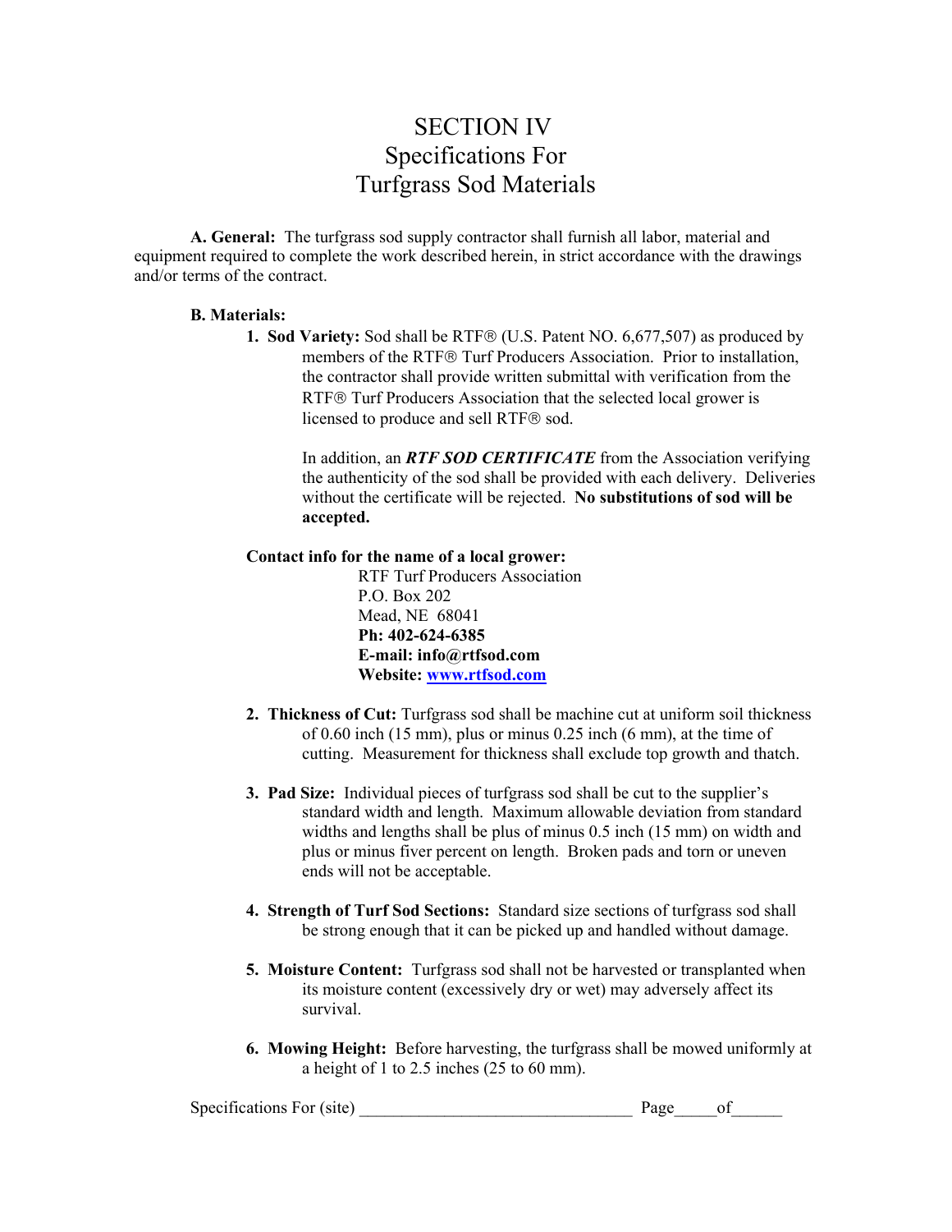# SECTION IV
# Specifications For
# Turfgrass Sod Materials

**A. General:** The turfgrass sod supply contractor shall furnish all labor, material and equipment required to complete the work described herein, in strict accordance with the drawings and/or terms of the contract.

**B. Materials:**

1. **Sod Variety:** Sod shall be RTF® (U.S. Patent NO. 6,677,507) as produced by members of the RTF® Turf Producers Association. Prior to installation, the contractor shall provide written submittal with verification from the RTF® Turf Producers Association that the selected local grower is licensed to produce and sell RTF® sod.

   In addition, an ***RTF SOD CERTIFICATE*** from the Association verifying the authenticity of the sod shall be provided with each delivery. Deliveries without the certificate will be rejected. **No substitutions of sod will be accepted.**

**Contact info for the name of a local grower:**

RTF Turf Producers Association
P.O. Box 202
Mead, NE 68041
**Ph: 402-624-6385**
**E-mail: info@rtfsod.com**
**Website: [www.rtfsod.com](http://www.rtfsod.com)**

2. **Thickness of Cut:** Turfgrass sod shall be machine cut at uniform soil thickness of 0.60 inch (15 mm), plus or minus 0.25 inch (6 mm), at the time of cutting. Measurement for thickness shall exclude top growth and thatch.

3. **Pad Size:** Individual pieces of turfgrass sod shall be cut to the supplier's standard width and length. Maximum allowable deviation from standard widths and lengths shall be plus of minus 0.5 inch (15 mm) on width and plus or minus fiver percent on length. Broken pads and torn or uneven ends will not be acceptable.

4. **Strength of Turf Sod Sections:** Standard size sections of turfgrass sod shall be strong enough that it can be picked up and handled without damage.

5. **Moisture Content:** Turfgrass sod shall not be harvested or transplanted when its moisture content (excessively dry or wet) may adversely affect its survival.

6. **Mowing Height:** Before harvesting, the turfgrass shall be mowed uniformly at a height of 1 to 2.5 inches (25 to 60 mm).

Specifications For (site) ________________________________ Page_____of______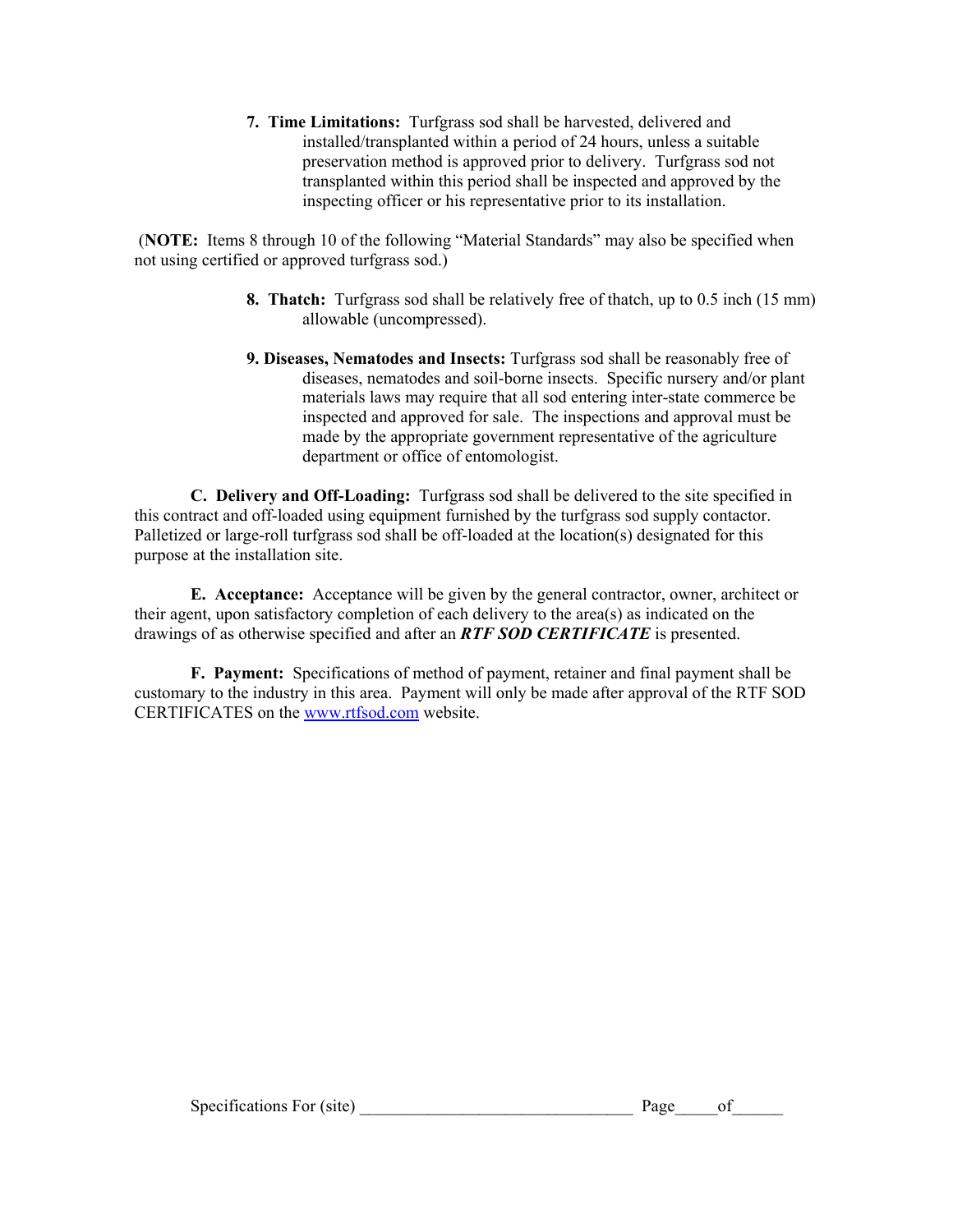7. **Time Limitations:** Turfgrass sod shall be harvested, delivered and installed/transplanted within a period of 24 hours, unless a suitable preservation method is approved prior to delivery. Turfgrass sod not transplanted within this period shall be inspected and approved by the inspecting officer or his representative prior to its installation.

(**NOTE:** Items 8 through 10 of the following "Material Standards" may also be specified when not using certified or approved turfgrass sod.)

8. **Thatch:** Turfgrass sod shall be relatively free of thatch, up to 0.5 inch (15 mm) allowable (uncompressed).

9. **Diseases, Nematodes and Insects:** Turfgrass sod shall be reasonably free of diseases, nematodes and soil-borne insects. Specific nursery and/or plant materials laws may require that all sod entering inter-state commerce be inspected and approved for sale. The inspections and approval must be made by the appropriate government representative of the agriculture department or office of entomologist.

**C. Delivery and Off-Loading:** Turfgrass sod shall be delivered to the site specified in this contract and off-loaded using equipment furnished by the turfgrass sod supply contactor. Palletized or large-roll turfgrass sod shall be off-loaded at the location(s) designated for this purpose at the installation site.

**E. Acceptance:** Acceptance will be given by the general contractor, owner, architect or their agent, upon satisfactory completion of each delivery to the area(s) as indicated on the drawings of as otherwise specified and after an ***RTF SOD CERTIFICATE*** is presented.

**F. Payment:** Specifications of method of payment, retainer and final payment shall be customary to the industry in this area. Payment will only be made after approval of the RTF SOD CERTIFICATES on the www.rtfsod.com website.

Specifications For (site) ______________________________ Page_____of______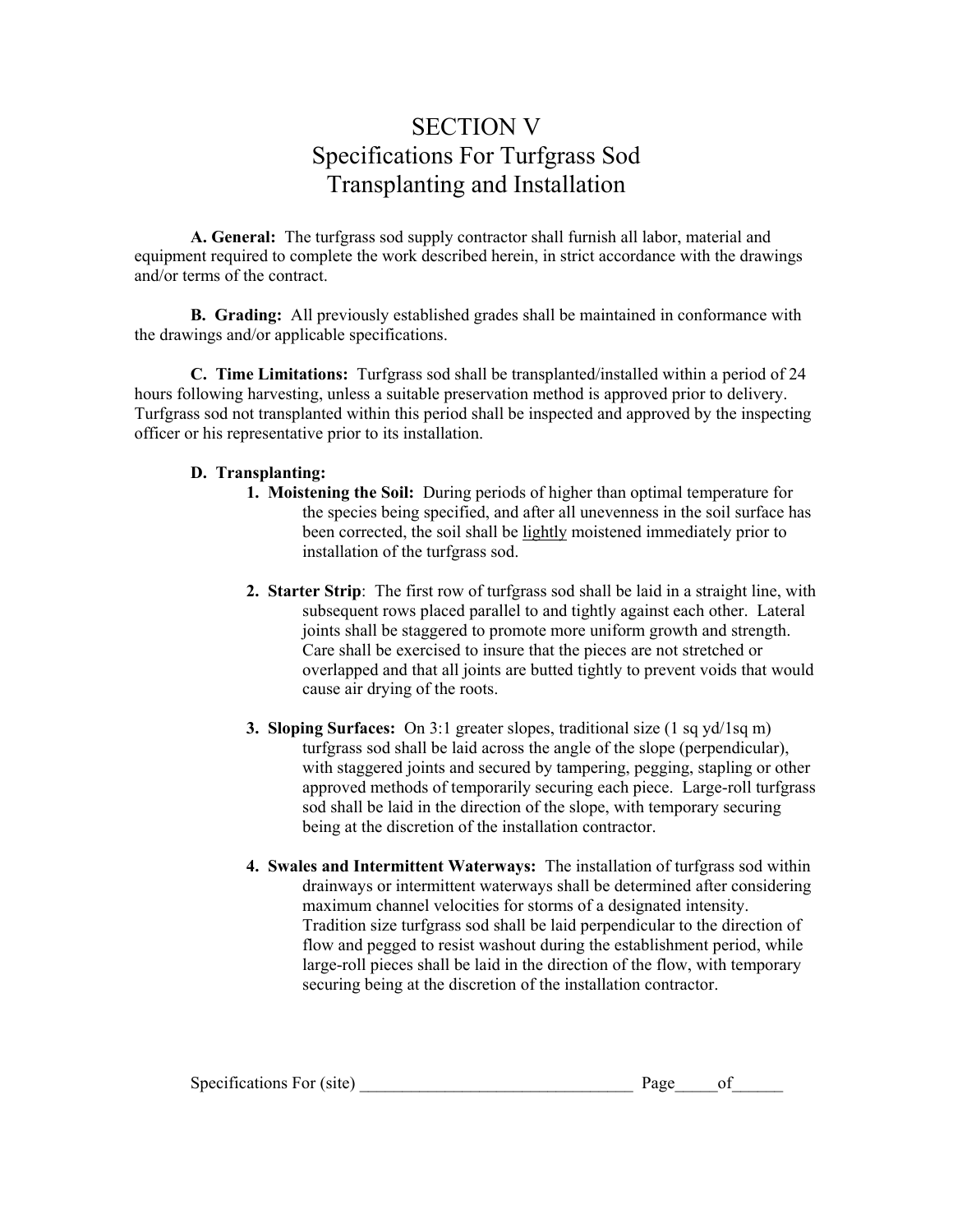# SECTION V
## Specifications For Turfgrass Sod Transplanting and Installation

**A. General:** The turfgrass sod supply contractor shall furnish all labor, material and equipment required to complete the work described herein, in strict accordance with the drawings and/or terms of the contract.

**B. Grading:** All previously established grades shall be maintained in conformance with the drawings and/or applicable specifications.

**C. Time Limitations:** Turfgrass sod shall be transplanted/installed within a period of 24 hours following harvesting, unless a suitable preservation method is approved prior to delivery. Turfgrass sod not transplanted within this period shall be inspected and approved by the inspecting officer or his representative prior to its installation.

**D. Transplanting:**

1. **Moistening the Soil:** During periods of higher than optimal temperature for the species being specified, and after all unevenness in the soil surface has been corrected, the soil shall be <u>lightly</u> moistened immediately prior to installation of the turfgrass sod.

2. **Starter Strip**: The first row of turfgrass sod shall be laid in a straight line, with subsequent rows placed parallel to and tightly against each other. Lateral joints shall be staggered to promote more uniform growth and strength. Care shall be exercised to insure that the pieces are not stretched or overlapped and that all joints are butted tightly to prevent voids that would cause air drying of the roots.

3. **Sloping Surfaces:** On 3:1 greater slopes, traditional size (1 sq yd/1sq m) turfgrass sod shall be laid across the angle of the slope (perpendicular), with staggered joints and secured by tampering, pegging, stapling or other approved methods of temporarily securing each piece. Large-roll turfgrass sod shall be laid in the direction of the slope, with temporary securing being at the discretion of the installation contractor.

4. **Swales and Intermittent Waterways:** The installation of turfgrass sod within drainways or intermittent waterways shall be determined after considering maximum channel velocities for storms of a designated intensity. Tradition size turfgrass sod shall be laid perpendicular to the direction of flow and pegged to resist washout during the establishment period, while large-roll pieces shall be laid in the direction of the flow, with temporary securing being at the discretion of the installation contractor.

Specifications For (site) ________________________________ Page_____of______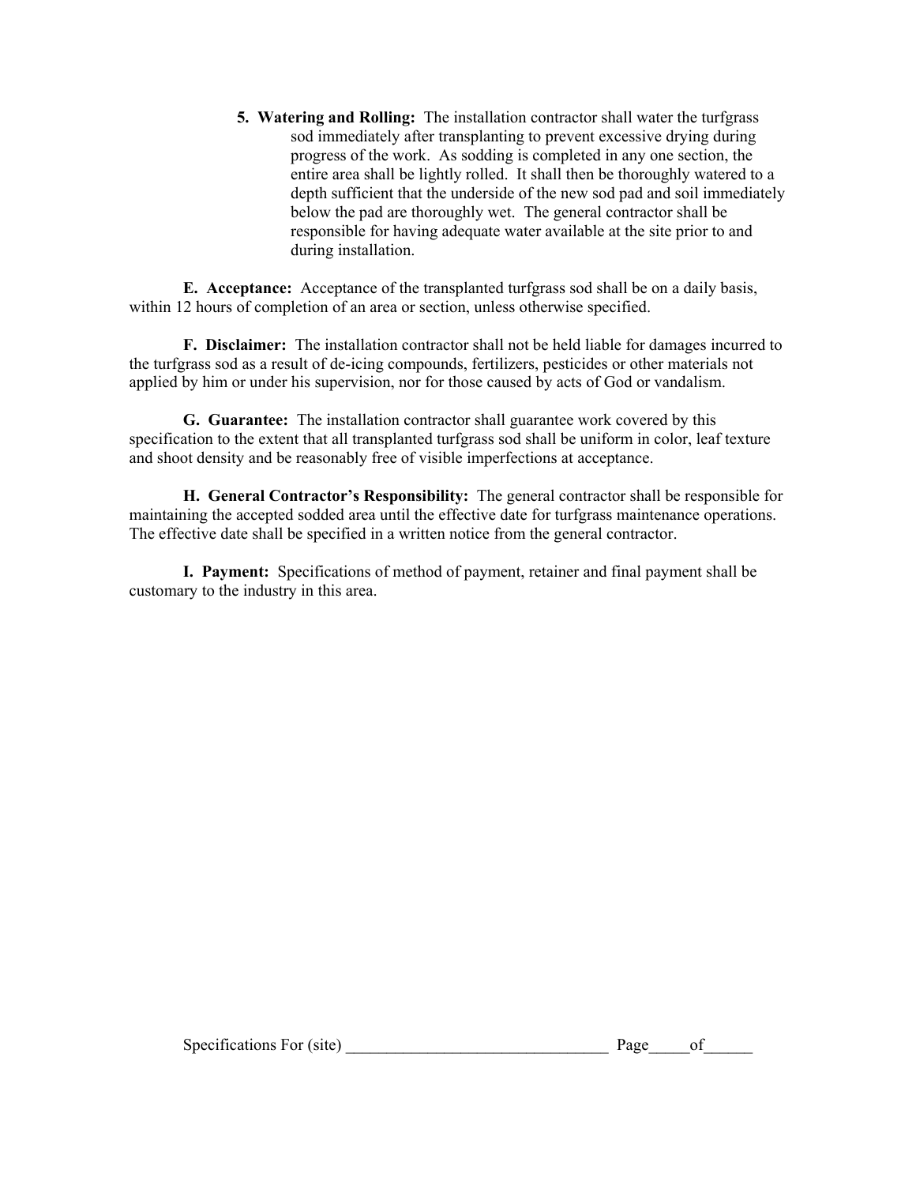**5. Watering and Rolling:** The installation contractor shall water the turfgrass sod immediately after transplanting to prevent excessive drying during progress of the work. As sodding is completed in any one section, the entire area shall be lightly rolled. It shall then be thoroughly watered to a depth sufficient that the underside of the new sod pad and soil immediately below the pad are thoroughly wet. The general contractor shall be responsible for having adequate water available at the site prior to and during installation.

**E. Acceptance:** Acceptance of the transplanted turfgrass sod shall be on a daily basis, within 12 hours of completion of an area or section, unless otherwise specified.

**F. Disclaimer:** The installation contractor shall not be held liable for damages incurred to the turfgrass sod as a result of de-icing compounds, fertilizers, pesticides or other materials not applied by him or under his supervision, nor for those caused by acts of God or vandalism.

**G. Guarantee:** The installation contractor shall guarantee work covered by this specification to the extent that all transplanted turfgrass sod shall be uniform in color, leaf texture and shoot density and be reasonably free of visible imperfections at acceptance.

**H. General Contractor's Responsibility:** The general contractor shall be responsible for maintaining the accepted sodded area until the effective date for turfgrass maintenance operations. The effective date shall be specified in a written notice from the general contractor.

**I. Payment:** Specifications of method of payment, retainer and final payment shall be customary to the industry in this area.

Specifications For (site) ________________________________ Page_____of______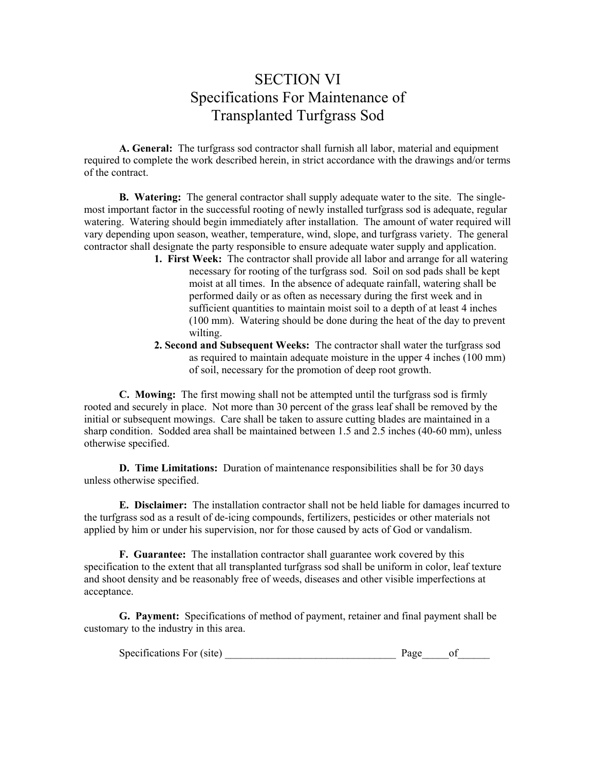# SECTION VI
# Specifications For Maintenance of Transplanted Turfgrass Sod

**A. General:** The turfgrass sod contractor shall furnish all labor, material and equipment required to complete the work described herein, in strict accordance with the drawings and/or terms of the contract.

**B. Watering:** The general contractor shall supply adequate water to the site. The single-most important factor in the successful rooting of newly installed turfgrass sod is adequate, regular watering. Watering should begin immediately after installation. The amount of water required will vary depending upon season, weather, temperature, wind, slope, and turfgrass variety. The general contractor shall designate the party responsible to ensure adequate water supply and application.

1. **First Week:** The contractor shall provide all labor and arrange for all watering necessary for rooting of the turfgrass sod. Soil on sod pads shall be kept moist at all times. In the absence of adequate rainfall, watering shall be performed daily or as often as necessary during the first week and in sufficient quantities to maintain moist soil to a depth of at least 4 inches (100 mm). Watering should be done during the heat of the day to prevent wilting.
2. **Second and Subsequent Weeks:** The contractor shall water the turfgrass sod as required to maintain adequate moisture in the upper 4 inches (100 mm) of soil, necessary for the promotion of deep root growth.

**C. Mowing:** The first mowing shall not be attempted until the turfgrass sod is firmly rooted and securely in place. Not more than 30 percent of the grass leaf shall be removed by the initial or subsequent mowings. Care shall be taken to assure cutting blades are maintained in a sharp condition. Sodded area shall be maintained between 1.5 and 2.5 inches (40-60 mm), unless otherwise specified.

**D. Time Limitations:** Duration of maintenance responsibilities shall be for 30 days unless otherwise specified.

**E. Disclaimer:** The installation contractor shall not be held liable for damages incurred to the turfgrass sod as a result of de-icing compounds, fertilizers, pesticides or other materials not applied by him or under his supervision, nor for those caused by acts of God or vandalism.

**F. Guarantee:** The installation contractor shall guarantee work covered by this specification to the extent that all transplanted turfgrass sod shall be uniform in color, leaf texture and shoot density and be reasonably free of weeds, diseases and other visible imperfections at acceptance.

**G. Payment:** Specifications of method of payment, retainer and final payment shall be customary to the industry in this area.

Specifications For (site) ________________________________ Page_____of______